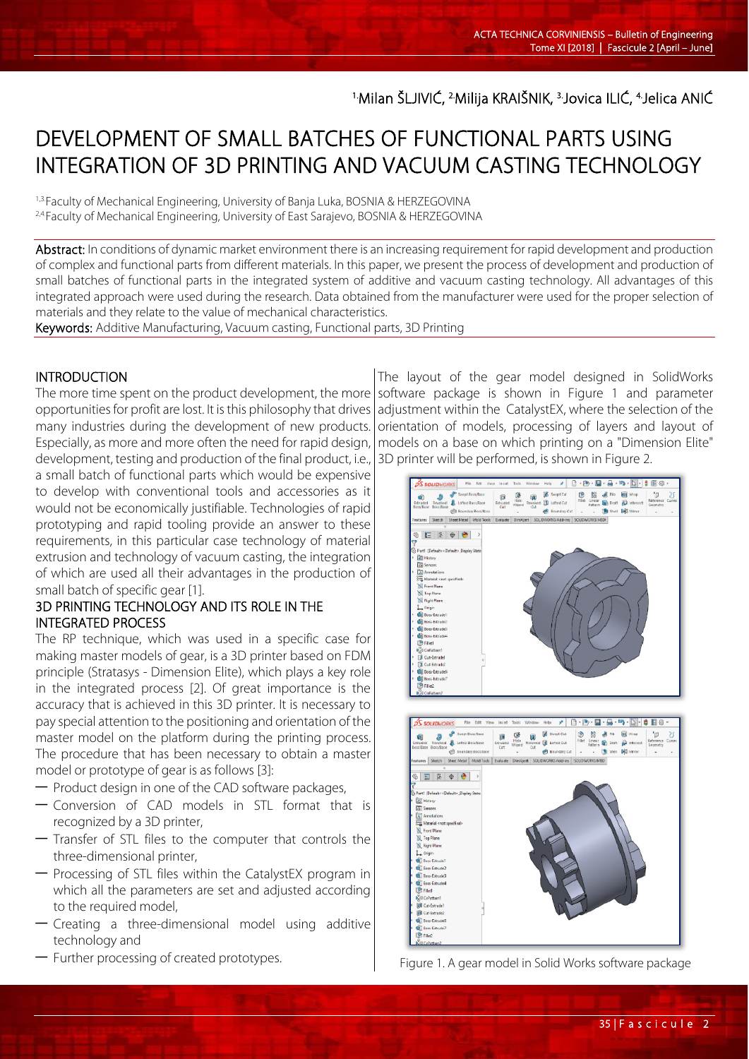[1.]Milan ŠLJIVIĆ, [2.]Milija KRAIŠNIK, [3.]Jovica ILIĆ, [4.]Jelica ANIĆ

# DEVELOPMENT OF SMALL BATCHES OF FUNCTIONAL PARTS USING INTEGRATION OF 3D PRINTING AND VACUUM CASTING TECHNOLOGY

[1,3.]Faculty of Mechanical Engineering, University of Banja Luka, BOSNIA & HERZEGOVINA
[2,4.]Faculty of Mechanical Engineering, University of East Sarajevo, BOSNIA & HERZEGOVINA

**Abstract:** In conditions of dynamic market environment there is an increasing requirement for rapid development and production of complex and functional parts from different materials. In this paper, we present the process of development and production of small batches of functional parts in the integrated system of additive and vacuum casting technology. All advantages of this integrated approach were used during the research. Data obtained from the manufacturer were used for the proper selection of materials and they relate to the value of mechanical characteristics.

**Keywords:** Additive Manufacturing, Vacuum casting, Functional parts, 3D Printing

## INTRODUCTION

The more time spent on the product development, the more opportunities for profit are lost. It is this philosophy that drives many industries during the development of new products. Especially, as more and more often the need for rapid design, development, testing and production of the final product, i.e., a small batch of functional parts which would be expensive to develop with conventional tools and accessories as it would not be economically justifiable. Technologies of rapid prototyping and rapid tooling provide an answer to these requirements, in this particular case technology of material extrusion and technology of vacuum casting, the integration of which are used all their advantages in the production of small batch of specific gear [1].

## 3D PRINTING TECHNOLOGY AND ITS ROLE IN THE INTEGRATED PROCESS

The RP technique, which was used in a specific case for making master models of gear, is a 3D printer based on FDM principle (Stratasys - Dimension Elite), which plays a key role in the integrated process [2]. Of great importance is the accuracy that is achieved in this 3D printer. It is necessary to pay special attention to the positioning and orientation of the master model on the platform during the printing process. The procedure that has been necessary to obtain a master model or prototype of gear is as follows [3]:

- Product design in one of the CAD software packages,
- Conversion of CAD models in STL format that is recognized by a 3D printer,
- Transfer of STL files to the computer that controls the three-dimensional printer,
- Processing of STL files within the CatalystEX program in which all the parameters are set and adjusted according to the required model,
- Creating a three-dimensional model using additive technology and
- Further processing of created prototypes.

The layout of the gear model designed in SolidWorks software package is shown in Figure 1 and parameter adjustment within the CatalystEX, where the selection of the orientation of models, processing of layers and layout of models on a base on which printing on a "Dimension Elite" 3D printer will be performed, is shown in Figure 2.

Figure 1. A gear model in Solid Works software package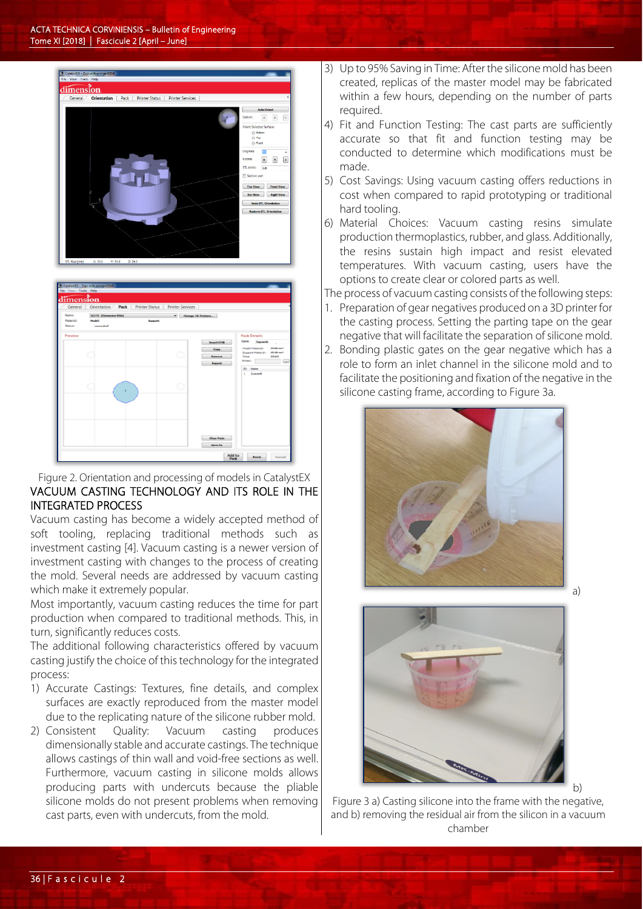Figure 2. Orientation and processing of models in CatalystEX

## VACUUM CASTING TECHNOLOGY AND ITS ROLE IN THE INTEGRATED PROCESS

Vacuum casting has become a widely accepted method of soft tooling, replacing traditional methods such as investment casting [4]. Vacuum casting is a newer version of investment casting with changes to the process of creating the mold. Several needs are addressed by vacuum casting which make it extremely popular.

Most importantly, vacuum casting reduces the time for part production when compared to traditional methods. This, in turn, significantly reduces costs.

The additional following characteristics offered by vacuum casting justify the choice of this technology for the integrated process:

1) Accurate Castings: Textures, fine details, and complex surfaces are exactly reproduced from the master model due to the replicating nature of the silicone rubber mold.
2) Consistent Quality: Vacuum casting produces dimensionally stable and accurate castings. The technique allows castings of thin wall and void-free sections as well. Furthermore, vacuum casting in silicone molds allows producing parts with undercuts because the pliable silicone molds do not present problems when removing cast parts, even with undercuts, from the mold.
3) Up to 95% Saving in Time: After the silicone mold has been created, replicas of the master model may be fabricated within a few hours, depending on the number of parts required.
4) Fit and Function Testing: The cast parts are sufficiently accurate so that fit and function testing may be conducted to determine which modifications must be made.
5) Cost Savings: Using vacuum casting offers reductions in cost when compared to rapid prototyping or traditional hard tooling.
6) Material Choices: Vacuum casting resins simulate production thermoplastics, rubber, and glass. Additionally, the resins sustain high impact and resist elevated temperatures. With vacuum casting, users have the options to create clear or colored parts as well.

The process of vacuum casting consists of the following steps:

1. Preparation of gear negatives produced on a 3D printer for the casting process. Setting the parting tape on the gear negative that will facilitate the separation of silicone mold.
2. Bonding plastic gates on the gear negative which has a role to form an inlet channel in the silicone mold and to facilitate the positioning and fixation of the negative in the silicone casting frame, according to Figure 3a.

a)

b)

Figure 3 a) Casting silicone into the frame with the negative, and b) removing the residual air from the silicon in a vacuum chamber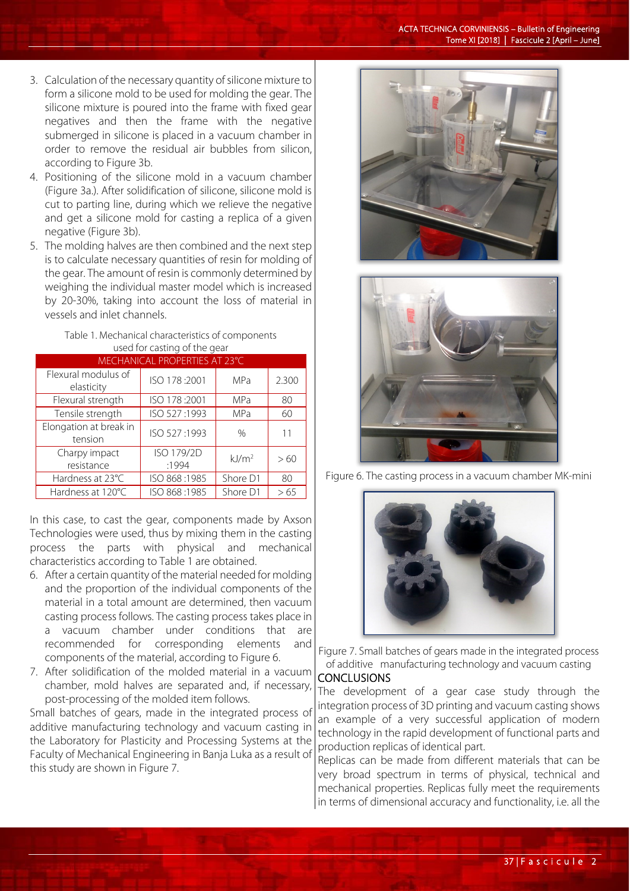3. Calculation of the necessary quantity of silicone mixture to form a silicone mold to be used for molding the gear. The silicone mixture is poured into the frame with fixed gear negatives and then the frame with the negative submerged in silicone is placed in a vacuum chamber in order to remove the residual air bubbles from silicon, according to Figure 3b.
4. Positioning of the silicone mold in a vacuum chamber (Figure 3a.). After solidification of silicone, silicone mold is cut to parting line, during which we relieve the negative and get a silicone mold for casting a replica of a given negative (Figure 3b).
5. The molding halves are then combined and the next step is to calculate necessary quantities of resin for molding of the gear. The amount of resin is commonly determined by weighing the individual master model which is increased by 20-30%, taking into account the loss of material in vessels and inlet channels.

Table 1. Mechanical characteristics of components used for casting of the gear

| MECHANICAL PROPERTIES AT 23°C | | | |
|---|---|---|---|
| Flexural modulus of elasticity | ISO 178 :2001 | MPa | 2.300 |
| Flexural strength | ISO 178 :2001 | MPa | 80 |
| Tensile strength | ISO 527 :1993 | MPa | 60 |
| Elongation at break in tension | ISO 527 :1993 | % | 11 |
| Charpy impact resistance | ISO 179/2D :1994 | kJ/m$^2$ | > 60 |
| Hardness at 23°C | ISO 868 :1985 | Shore D1 | 80 |
| Hardness at 120°C | ISO 868 :1985 | Shore D1 | > 65 |

In this case, to cast the gear, components made by Axson Technologies were used, thus by mixing them in the casting process the parts with physical and mechanical characteristics according to Table 1 are obtained.

6. After a certain quantity of the material needed for molding and the proportion of the individual components of the material in a total amount are determined, then vacuum casting process follows. The casting process takes place in a vacuum chamber under conditions that are recommended for corresponding elements and components of the material, according to Figure 6.
7. After solidification of the molded material in a vacuum chamber, mold halves are separated and, if necessary, post-processing of the molded item follows.

Small batches of gears, made in the integrated process of additive manufacturing technology and vacuum casting in the Laboratory for Plasticity and Processing Systems at the Faculty of Mechanical Engineering in Banja Luka as a result of this study are shown in Figure 7.

Figure 6. The casting process in a vacuum chamber MK-mini

Figure 7. Small batches of gears made in the integrated process of additive manufacturing technology and vacuum casting

## CONCLUSIONS

The development of a gear case study through the integration process of 3D printing and vacuum casting shows an example of a very successful application of modern technology in the rapid development of functional parts and production replicas of identical part.

Replicas can be made from different materials that can be very broad spectrum in terms of physical, technical and mechanical properties. Replicas fully meet the requirements in terms of dimensional accuracy and functionality, i.e. all the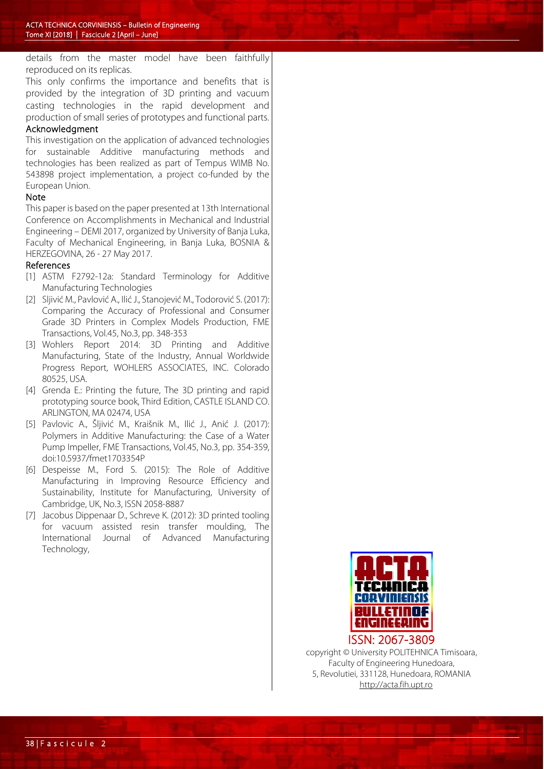details from the master model have been faithfully reproduced on its replicas.

This only confirms the importance and benefits that is provided by the integration of 3D printing and vacuum casting technologies in the rapid development and production of small series of prototypes and functional parts.

## Acknowledgment

This investigation on the application of advanced technologies for sustainable Additive manufacturing methods and technologies has been realized as part of Tempus WIMB No. 543898 project implementation, a project co-funded by the European Union.

## Note

This paper is based on the paper presented at 13th International Conference on Accomplishments in Mechanical and Industrial Engineering – DEMI 2017, organized by University of Banja Luka, Faculty of Mechanical Engineering, in Banja Luka, BOSNIA & HERZEGOVINA, 26 - 27 May 2017.

## References

- [1] ASTM F2792-12a: Standard Terminology for Additive Manufacturing Technologies
- [2] Sljivić M., Pavlović A., Ilić J., Stanojević M., Todorović S. (2017): Comparing the Accuracy of Professional and Consumer Grade 3D Printers in Complex Models Production, FME Transactions, Vol.45, No.3, pp. 348-353
- [3] Wohlers Report 2014: 3D Printing and Additive Manufacturing, State of the Industry, Annual Worldwide Progress Report, WOHLERS ASSOCIATES, INC. Colorado 80525, USA.
- [4] Grenda E.: Printing the future, The 3D printing and rapid prototyping source book, Third Edition, CASTLE ISLAND CO. ARLINGTON, MA 02474, USA
- [5] Pavlovic A., Šljivić M., Kraišnik M., Ilić J., Anić J. (2017): Polymers in Additive Manufacturing: the Case of a Water Pump Impeller, FME Transactions, Vol.45, No.3, pp. 354-359, doi:10.5937/fmet1703354P
- [6] Despeisse M., Ford S. (2015): The Role of Additive Manufacturing in Improving Resource Efficiency and Sustainability, Institute for Manufacturing, University of Cambridge, UK, No.3, ISSN 2058-8887
- [7] Jacobus Dippenaar D., Schreve K. (2012): 3D printed tooling for vacuum assisted resin transfer moulding, The International Journal of Advanced Manufacturing Technology,

ISSN: 2067-3809

copyright © University POLITEHNICA Timisoara, Faculty of Engineering Hunedoara, 5, Revolutiei, 331128, Hunedoara, ROMANIA
http://acta.fih.upt.ro